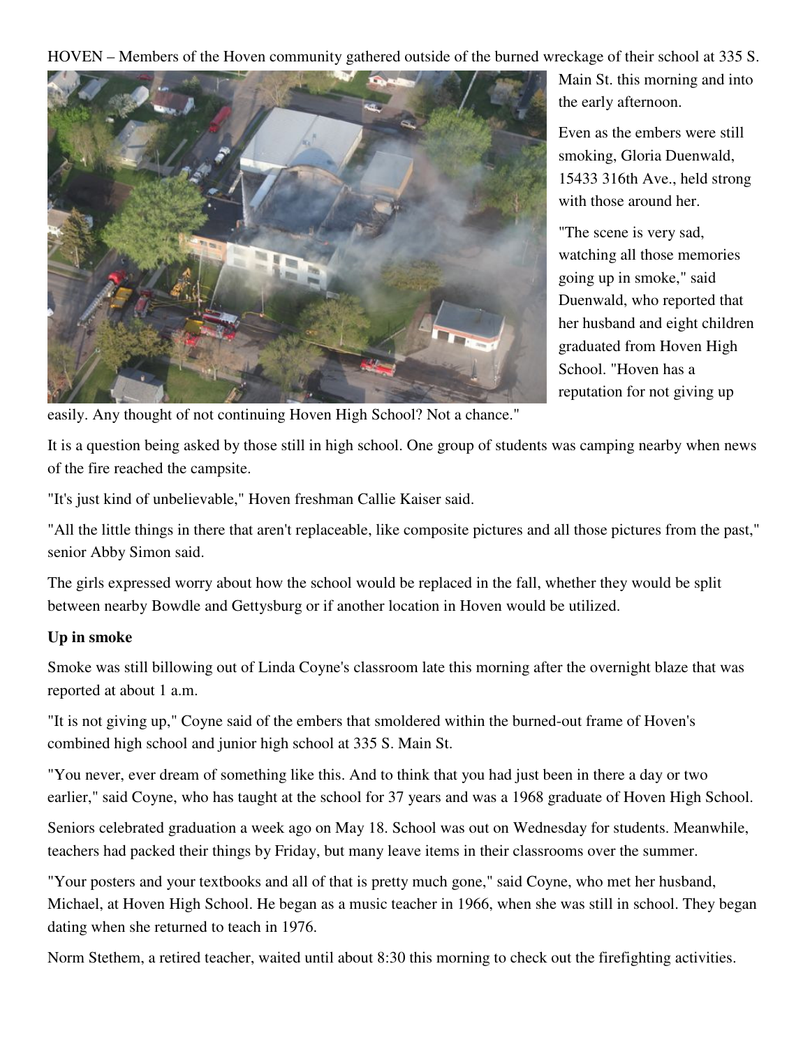HOVEN – Members of the Hoven community gathered outside of the burned wreckage of their school at 335 S. Main St. this morning and into the early afternoon.

Even as the embers were still smoking, Gloria Duenwald, 15433 316th Ave., held strong with those around her.

"The scene is very sad, watching all those memories going up in smoke," said Duenwald, who reported that her husband and eight children graduated from Hoven High School. "Hoven has a reputation for not giving up easily. Any thought of not continuing Hoven High School? Not a chance."

It is a question being asked by those still in high school. One group of students was camping nearby when news of the fire reached the campsite.

"It's just kind of unbelievable," Hoven freshman Callie Kaiser said.

"All the little things in there that aren't replaceable, like composite pictures and all those pictures from the past," senior Abby Simon said.

The girls expressed worry about how the school would be replaced in the fall, whether they would be split between nearby Bowdle and Gettysburg or if another location in Hoven would be utilized.

**Up in smoke**

Smoke was still billowing out of Linda Coyne's classroom late this morning after the overnight blaze that was reported at about 1 a.m.

"It is not giving up," Coyne said of the embers that smoldered within the burned-out frame of Hoven's combined high school and junior high school at 335 S. Main St.

"You never, ever dream of something like this. And to think that you had just been in there a day or two earlier," said Coyne, who has taught at the school for 37 years and was a 1968 graduate of Hoven High School.

Seniors celebrated graduation a week ago on May 18. School was out on Wednesday for students. Meanwhile, teachers had packed their things by Friday, but many leave items in their classrooms over the summer.

"Your posters and your textbooks and all of that is pretty much gone," said Coyne, who met her husband, Michael, at Hoven High School. He began as a music teacher in 1966, when she was still in school. They began dating when she returned to teach in 1976.

Norm Stethem, a retired teacher, waited until about 8:30 this morning to check out the firefighting activities.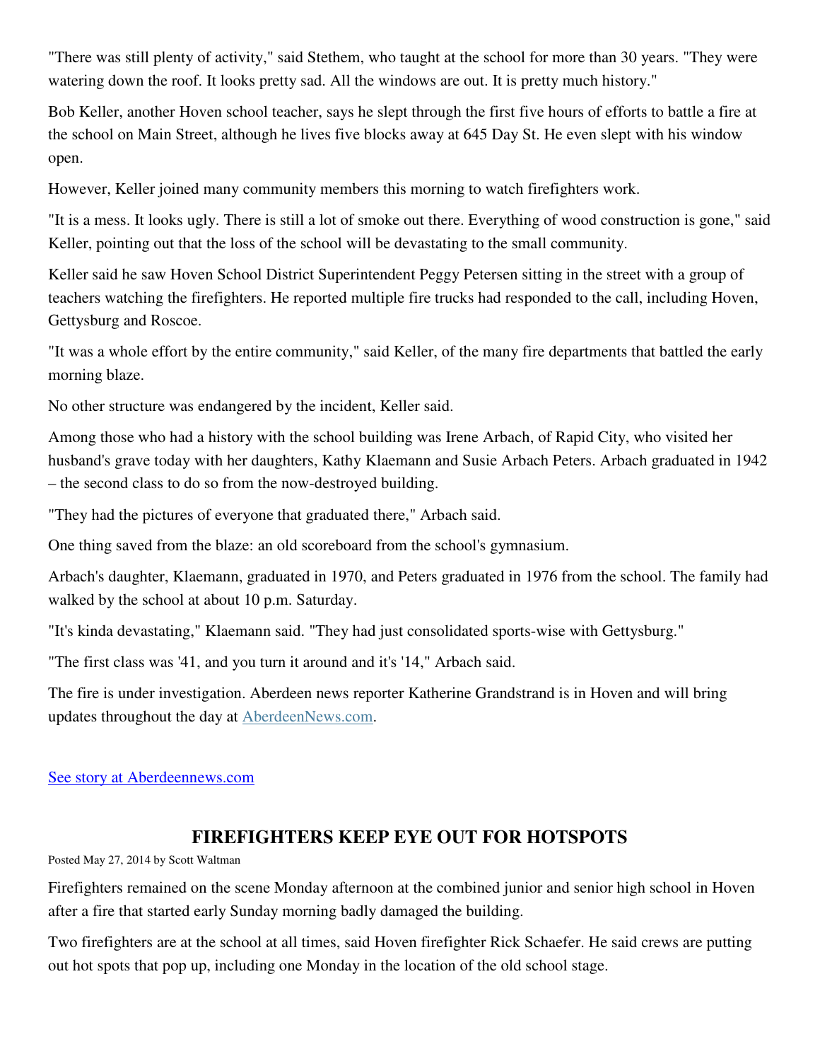"There was still plenty of activity," said Stethem, who taught at the school for more than 30 years. "They were watering down the roof. It looks pretty sad. All the windows are out. It is pretty much history."

Bob Keller, another Hoven school teacher, says he slept through the first five hours of efforts to battle a fire at the school on Main Street, although he lives five blocks away at 645 Day St. He even slept with his window open.

However, Keller joined many community members this morning to watch firefighters work.

"It is a mess. It looks ugly. There is still a lot of smoke out there. Everything of wood construction is gone," said Keller, pointing out that the loss of the school will be devastating to the small community.

Keller said he saw Hoven School District Superintendent Peggy Petersen sitting in the street with a group of teachers watching the firefighters. He reported multiple fire trucks had responded to the call, including Hoven, Gettysburg and Roscoe.

"It was a whole effort by the entire community," said Keller, of the many fire departments that battled the early morning blaze.

No other structure was endangered by the incident, Keller said.

Among those who had a history with the school building was Irene Arbach, of Rapid City, who visited her husband's grave today with her daughters, Kathy Klaemann and Susie Arbach Peters. Arbach graduated in 1942 – the second class to do so from the now-destroyed building.

"They had the pictures of everyone that graduated there," Arbach said.

One thing saved from the blaze: an old scoreboard from the school's gymnasium.

Arbach's daughter, Klaemann, graduated in 1970, and Peters graduated in 1976 from the school. The family had walked by the school at about 10 p.m. Saturday.

"It's kinda devastating," Klaemann said. "They had just consolidated sports-wise with Gettysburg."

"The first class was '41, and you turn it around and it's '14," Arbach said.

The fire is under investigation. Aberdeen news reporter Katherine Grandstrand is in Hoven and will bring updates throughout the day at AberdeenNews.com.

See story at Aberdeennews.com

## FIREFIGHTERS KEEP EYE OUT FOR HOTSPOTS

Posted May 27, 2014 by Scott Waltman

Firefighters remained on the scene Monday afternoon at the combined junior and senior high school in Hoven after a fire that started early Sunday morning badly damaged the building.

Two firefighters are at the school at all times, said Hoven firefighter Rick Schaefer. He said crews are putting out hot spots that pop up, including one Monday in the location of the old school stage.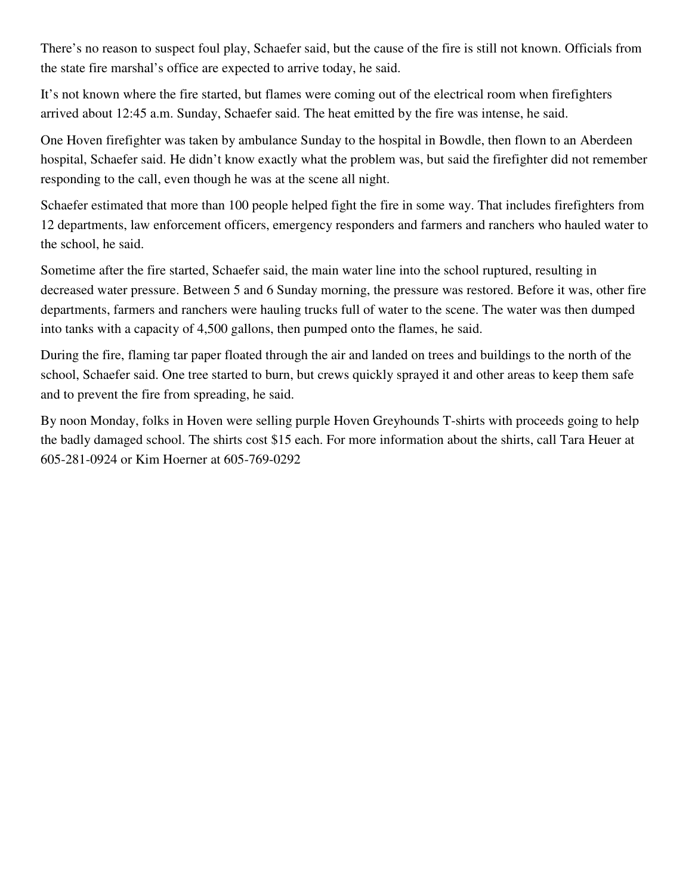There's no reason to suspect foul play, Schaefer said, but the cause of the fire is still not known. Officials from the state fire marshal's office are expected to arrive today, he said.

It's not known where the fire started, but flames were coming out of the electrical room when firefighters arrived about 12:45 a.m. Sunday, Schaefer said. The heat emitted by the fire was intense, he said.

One Hoven firefighter was taken by ambulance Sunday to the hospital in Bowdle, then flown to an Aberdeen hospital, Schaefer said. He didn't know exactly what the problem was, but said the firefighter did not remember responding to the call, even though he was at the scene all night.

Schaefer estimated that more than 100 people helped fight the fire in some way. That includes firefighters from 12 departments, law enforcement officers, emergency responders and farmers and ranchers who hauled water to the school, he said.

Sometime after the fire started, Schaefer said, the main water line into the school ruptured, resulting in decreased water pressure. Between 5 and 6 Sunday morning, the pressure was restored. Before it was, other fire departments, farmers and ranchers were hauling trucks full of water to the scene. The water was then dumped into tanks with a capacity of 4,500 gallons, then pumped onto the flames, he said.

During the fire, flaming tar paper floated through the air and landed on trees and buildings to the north of the school, Schaefer said. One tree started to burn, but crews quickly sprayed it and other areas to keep them safe and to prevent the fire from spreading, he said.

By noon Monday, folks in Hoven were selling purple Hoven Greyhounds T-shirts with proceeds going to help the badly damaged school. The shirts cost $15 each. For more information about the shirts, call Tara Heuer at 605-281-0924 or Kim Hoerner at 605-769-0292